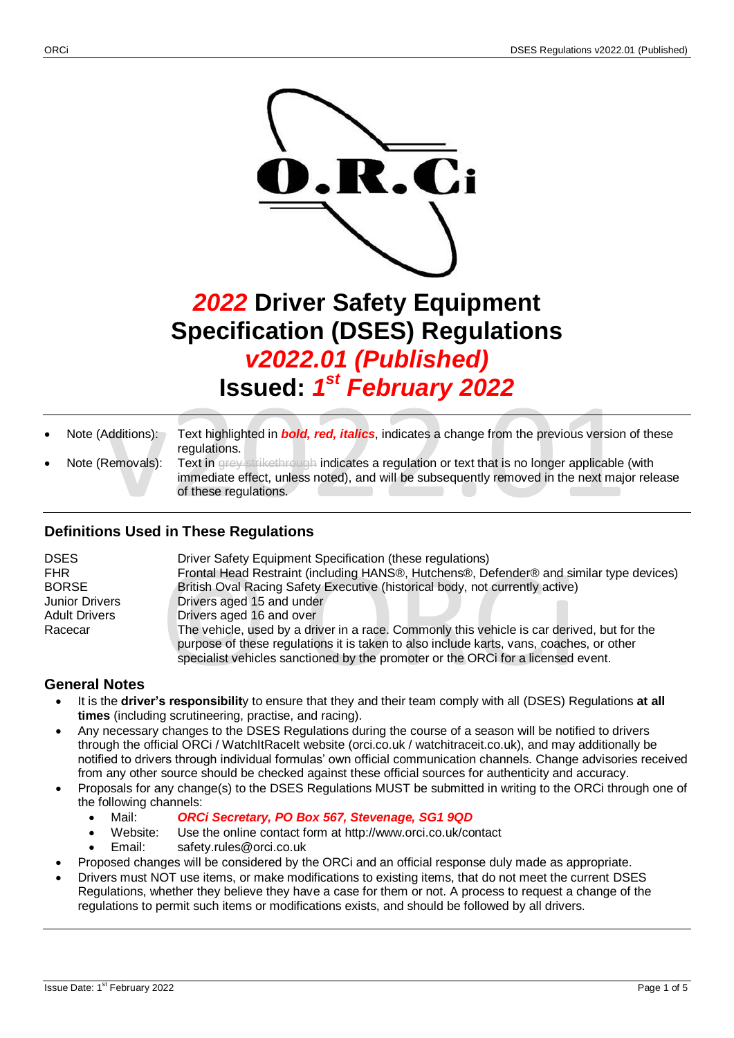# *2022* Driver Safety Equipment Specification (DSES) Regulations

## *v2022.01 (Published)*

## Issued: *1st February 2022*

- Note (Additions): Text highlighted in ***bold, red, italics***, indicates a change from the previous version of these regulations.
- Note (Removals): Text in ~~grey strikethrough~~ indicates a regulation or text that is no longer applicable (with immediate effect, unless noted), and will be subsequently removed in the next major release of these regulations.

## Definitions Used in These Regulations

| | |
|---|---|
| DSES | Driver Safety Equipment Specification (these regulations) |
| FHR | Frontal Head Restraint (including HANS®, Hutchens®, Defender® and similar type devices) |
| BORSE | British Oval Racing Safety Executive (historical body, not currently active) |
| Junior Drivers | Drivers aged 15 and under |
| Adult Drivers | Drivers aged 16 and over |
| Racecar | The vehicle, used by a driver in a race. Commonly this vehicle is car derived, but for the purpose of these regulations it is taken to also include karts, vans, coaches, or other specialist vehicles sanctioned by the promoter or the ORCi for a licensed event. |

## General Notes

- It is the **driver's responsibility** to ensure that they and their team comply with all (DSES) Regulations **at all times** (including scrutineering, practise, and racing).
- Any necessary changes to the DSES Regulations during the course of a season will be notified to drivers through the official ORCi / WatchItRaceIt website (orci.co.uk / watchitraceit.co.uk), and may additionally be notified to drivers through individual formulas' own official communication channels. Change advisories received from any other source should be checked against these official sources for authenticity and accuracy.
- Proposals for any change(s) to the DSES Regulations MUST be submitted in writing to the ORCi through one of the following channels:
  - Mail: ***ORCi Secretary, PO Box 567, Stevenage, SG1 9QD***
  - Website: Use the online contact form at http://www.orci.co.uk/contact
  - Email: safety.rules@orci.co.uk
- Proposed changes will be considered by the ORCi and an official response duly made as appropriate.
- Drivers must NOT use items, or make modifications to existing items, that do not meet the current DSES Regulations, whether they believe they have a case for them or not. A process to request a change of the regulations to permit such items or modifications exists, and should be followed by all drivers.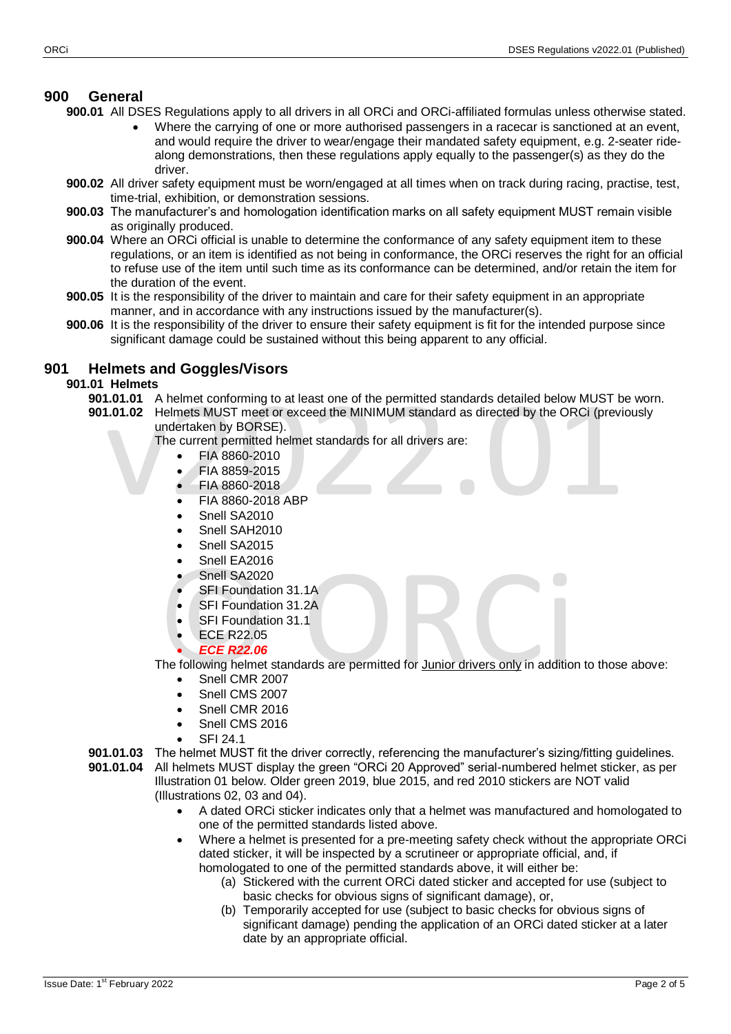# 900 General

**900.01** All DSES Regulations apply to all drivers in all ORCi and ORCi-affiliated formulas unless otherwise stated.

- Where the carrying of one or more authorised passengers in a racecar is sanctioned at an event, and would require the driver to wear/engage their mandated safety equipment, e.g. 2-seater ride-along demonstrations, then these regulations apply equally to the passenger(s) as they do the driver.

**900.02** All driver safety equipment must be worn/engaged at all times when on track during racing, practise, test, time-trial, exhibition, or demonstration sessions.

**900.03** The manufacturer's and homologation identification marks on all safety equipment MUST remain visible as originally produced.

**900.04** Where an ORCi official is unable to determine the conformance of any safety equipment item to these regulations, or an item is identified as not being in conformance, the ORCi reserves the right for an official to refuse use of the item until such time as its conformance can be determined, and/or retain the item for the duration of the event.

**900.05** It is the responsibility of the driver to maintain and care for their safety equipment in an appropriate manner, and in accordance with any instructions issued by the manufacturer(s).

**900.06** It is the responsibility of the driver to ensure their safety equipment is fit for the intended purpose since significant damage could be sustained without this being apparent to any official.

# 901 Helmets and Goggles/Visors

## 901.01 Helmets

**901.01.01** A helmet conforming to at least one of the permitted standards detailed below MUST be worn.

**901.01.02** Helmets MUST meet or exceed the MINIMUM standard as directed by the ORCi (previously undertaken by BORSE).

The current permitted helmet standards for all drivers are:

- FIA 8860-2010
- FIA 8859-2015
- FIA 8860-2018
- FIA 8860-2018 ABP
- Snell SA2010
- Snell SAH2010
- Snell SA2015
- Snell EA2016
- Snell SA2020
- SFI Foundation 31.1A
- SFI Foundation 31.2A
- SFI Foundation 31.1
- ECE R22.05
- ***ECE R22.06***

The following helmet standards are permitted for Junior drivers only in addition to those above:

- Snell CMR 2007
- Snell CMS 2007
- Snell CMR 2016
- Snell CMS 2016
- SFI 24.1

**901.01.03** The helmet MUST fit the driver correctly, referencing the manufacturer's sizing/fitting guidelines.

**901.01.04** All helmets MUST display the green "ORCi 20 Approved" serial-numbered helmet sticker, as per Illustration 01 below. Older green 2019, blue 2015, and red 2010 stickers are NOT valid (Illustrations 02, 03 and 04).

- A dated ORCi sticker indicates only that a helmet was manufactured and homologated to one of the permitted standards listed above.
- Where a helmet is presented for a pre-meeting safety check without the appropriate ORCi dated sticker, it will be inspected by a scrutineer or appropriate official, and, if homologated to one of the permitted standards above, it will either be:
  - (a) Stickered with the current ORCi dated sticker and accepted for use (subject to basic checks for obvious signs of significant damage), or,
  - (b) Temporarily accepted for use (subject to basic checks for obvious signs of significant damage) pending the application of an ORCi dated sticker at a later date by an appropriate official.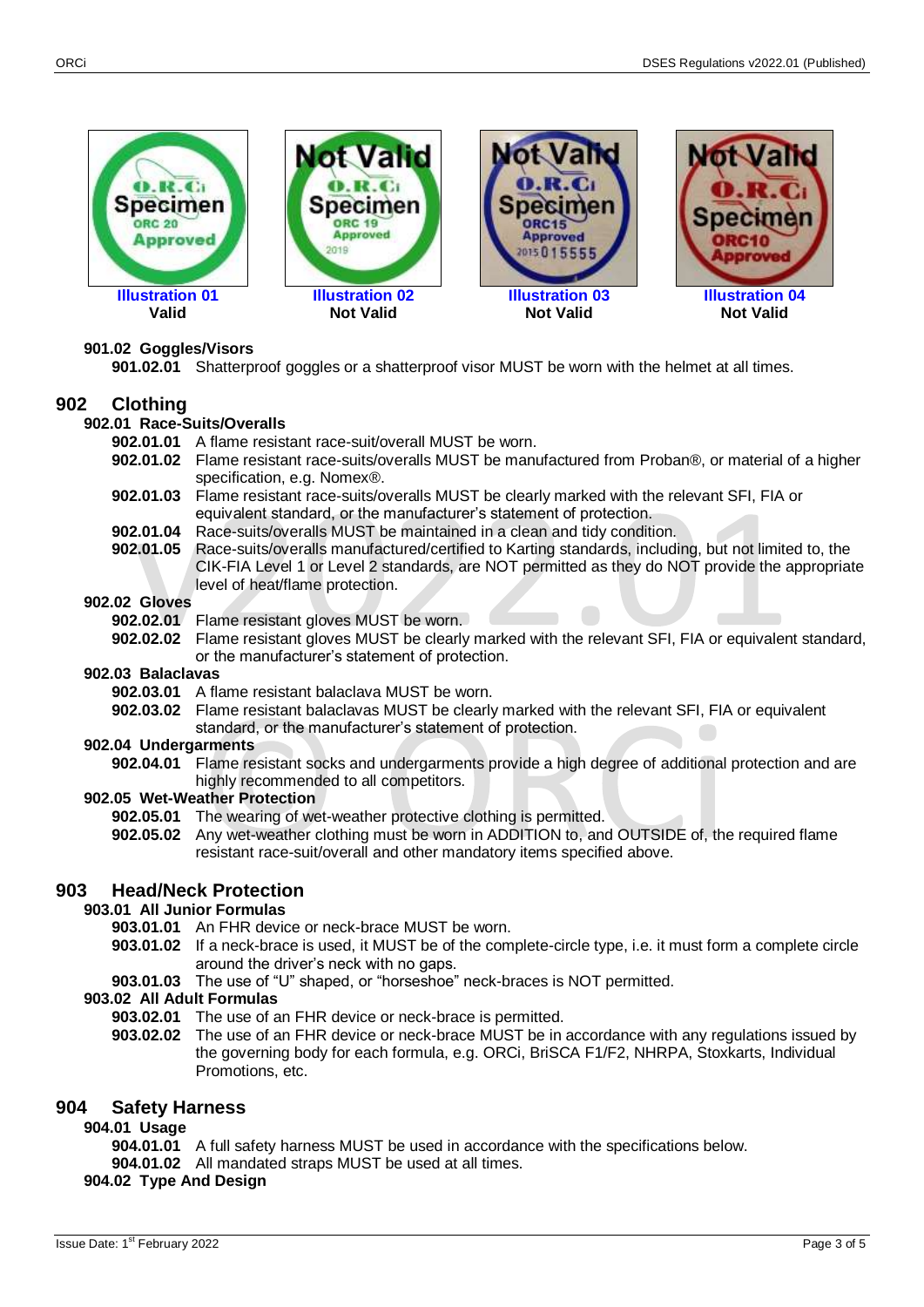Illustration 01
Valid

Illustration 02
Not Valid

Illustration 03
Not Valid

Illustration 04
Not Valid

### 901.02 Goggles/Visors

**901.02.01** Shatterproof goggles or a shatterproof visor MUST be worn with the helmet at all times.

## 902 Clothing

### 902.01 Race-Suits/Overalls

**902.01.01** A flame resistant race-suit/overall MUST be worn.

**902.01.02** Flame resistant race-suits/overalls MUST be manufactured from Proban®, or material of a higher specification, e.g. Nomex®.

**902.01.03** Flame resistant race-suits/overalls MUST be clearly marked with the relevant SFI, FIA or equivalent standard, or the manufacturer's statement of protection.

**902.01.04** Race-suits/overalls MUST be maintained in a clean and tidy condition.

**902.01.05** Race-suits/overalls manufactured/certified to Karting standards, including, but not limited to, the CIK-FIA Level 1 or Level 2 standards, are NOT permitted as they do NOT provide the appropriate level of heat/flame protection.

### 902.02 Gloves

**902.02.01** Flame resistant gloves MUST be worn.

**902.02.02** Flame resistant gloves MUST be clearly marked with the relevant SFI, FIA or equivalent standard, or the manufacturer's statement of protection.

### 902.03 Balaclavas

**902.03.01** A flame resistant balaclava MUST be worn.

**902.03.02** Flame resistant balaclavas MUST be clearly marked with the relevant SFI, FIA or equivalent standard, or the manufacturer's statement of protection.

### 902.04 Undergarments

**902.04.01** Flame resistant socks and undergarments provide a high degree of additional protection and are highly recommended to all competitors.

### 902.05 Wet-Weather Protection

**902.05.01** The wearing of wet-weather protective clothing is permitted.

**902.05.02** Any wet-weather clothing must be worn in ADDITION to, and OUTSIDE of, the required flame resistant race-suit/overall and other mandatory items specified above.

## 903 Head/Neck Protection

### 903.01 All Junior Formulas

**903.01.01** An FHR device or neck-brace MUST be worn.

**903.01.02** If a neck-brace is used, it MUST be of the complete-circle type, i.e. it must form a complete circle around the driver's neck with no gaps.

**903.01.03** The use of "U" shaped, or "horseshoe" neck-braces is NOT permitted.

### 903.02 All Adult Formulas

**903.02.01** The use of an FHR device or neck-brace is permitted.

**903.02.02** The use of an FHR device or neck-brace MUST be in accordance with any regulations issued by the governing body for each formula, e.g. ORCi, BriSCA F1/F2, NHRPA, Stoxkarts, Individual Promotions, etc.

## 904 Safety Harness

### 904.01 Usage

**904.01.01** A full safety harness MUST be used in accordance with the specifications below.

**904.01.02** All mandated straps MUST be used at all times.

### 904.02 Type And Design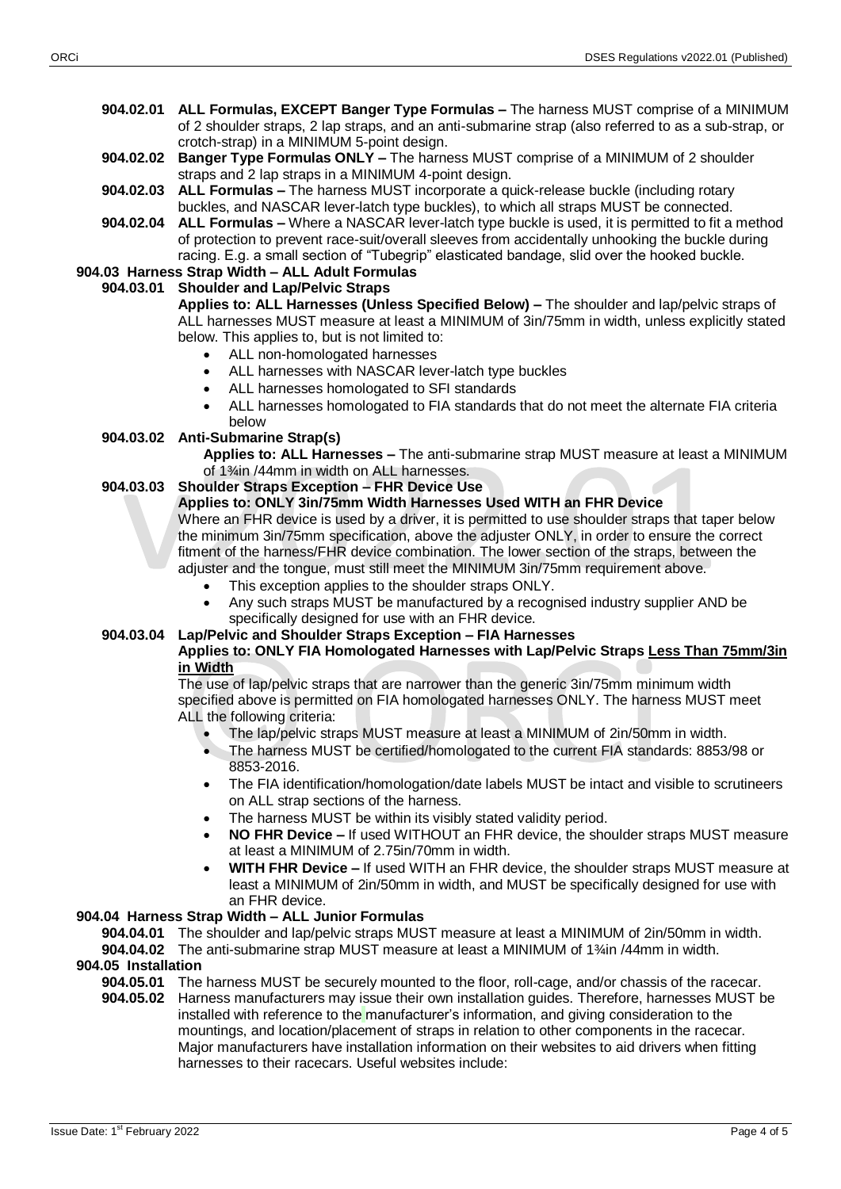**904.02.01 ALL Formulas, EXCEPT Banger Type Formulas –** The harness MUST comprise of a MINIMUM of 2 shoulder straps, 2 lap straps, and an anti-submarine strap (also referred to as a sub-strap, or crotch-strap) in a MINIMUM 5-point design.

**904.02.02 Banger Type Formulas ONLY –** The harness MUST comprise of a MINIMUM of 2 shoulder straps and 2 lap straps in a MINIMUM 4-point design.

**904.02.03 ALL Formulas –** The harness MUST incorporate a quick-release buckle (including rotary buckles, and NASCAR lever-latch type buckles), to which all straps MUST be connected.

**904.02.04 ALL Formulas –** Where a NASCAR lever-latch type buckle is used, it is permitted to fit a method of protection to prevent race-suit/overall sleeves from accidentally unhooking the buckle during racing. E.g. a small section of "Tubegrip" elasticated bandage, slid over the hooked buckle.

### 904.03 Harness Strap Width – ALL Adult Formulas

**904.03.01 Shoulder and Lap/Pelvic Straps**

**Applies to: ALL Harnesses (Unless Specified Below) –** The shoulder and lap/pelvic straps of ALL harnesses MUST measure at least a MINIMUM of 3in/75mm in width, unless explicitly stated below. This applies to, but is not limited to:

- ALL non-homologated harnesses
- ALL harnesses with NASCAR lever-latch type buckles
- ALL harnesses homologated to SFI standards
- ALL harnesses homologated to FIA standards that do not meet the alternate FIA criteria below

**904.03.02 Anti-Submarine Strap(s)**

**Applies to: ALL Harnesses –** The anti-submarine strap MUST measure at least a MINIMUM of 1¾in /44mm in width on ALL harnesses.

**904.03.03 Shoulder Straps Exception – FHR Device Use**

**Applies to: ONLY 3in/75mm Width Harnesses Used WITH an FHR Device**

Where an FHR device is used by a driver, it is permitted to use shoulder straps that taper below the minimum 3in/75mm specification, above the adjuster ONLY, in order to ensure the correct fitment of the harness/FHR device combination. The lower section of the straps, between the adjuster and the tongue, must still meet the MINIMUM 3in/75mm requirement above.

- This exception applies to the shoulder straps ONLY.
- Any such straps MUST be manufactured by a recognised industry supplier AND be specifically designed for use with an FHR device.

**904.03.04 Lap/Pelvic and Shoulder Straps Exception – FIA Harnesses**

**Applies to: ONLY FIA Homologated Harnesses with Lap/Pelvic Straps <u>Less Than 75mm/3in in Width</u>**

The use of lap/pelvic straps that are narrower than the generic 3in/75mm minimum width specified above is permitted on FIA homologated harnesses ONLY. The harness MUST meet ALL the following criteria:

- The lap/pelvic straps MUST measure at least a MINIMUM of 2in/50mm in width.
- The harness MUST be certified/homologated to the current FIA standards: 8853/98 or 8853-2016.
- The FIA identification/homologation/date labels MUST be intact and visible to scrutineers on ALL strap sections of the harness.
- The harness MUST be within its visibly stated validity period.
- **NO FHR Device –** If used WITHOUT an FHR device, the shoulder straps MUST measure at least a MINIMUM of 2.75in/70mm in width.
- **WITH FHR Device –** If used WITH an FHR device, the shoulder straps MUST measure at least a MINIMUM of 2in/50mm in width, and MUST be specifically designed for use with an FHR device.

### 904.04 Harness Strap Width – ALL Junior Formulas

**904.04.01** The shoulder and lap/pelvic straps MUST measure at least a MINIMUM of 2in/50mm in width.

**904.04.02** The anti-submarine strap MUST measure at least a MINIMUM of 1¾in /44mm in width.

### 904.05 Installation

**904.05.01** The harness MUST be securely mounted to the floor, roll-cage, and/or chassis of the racecar.

**904.05.02** Harness manufacturers may issue their own installation guides. Therefore, harnesses MUST be installed with reference to the manufacturer's information, and giving consideration to the mountings, and location/placement of straps in relation to other components in the racecar. Major manufacturers have installation information on their websites to aid drivers when fitting harnesses to their racecars. Useful websites include: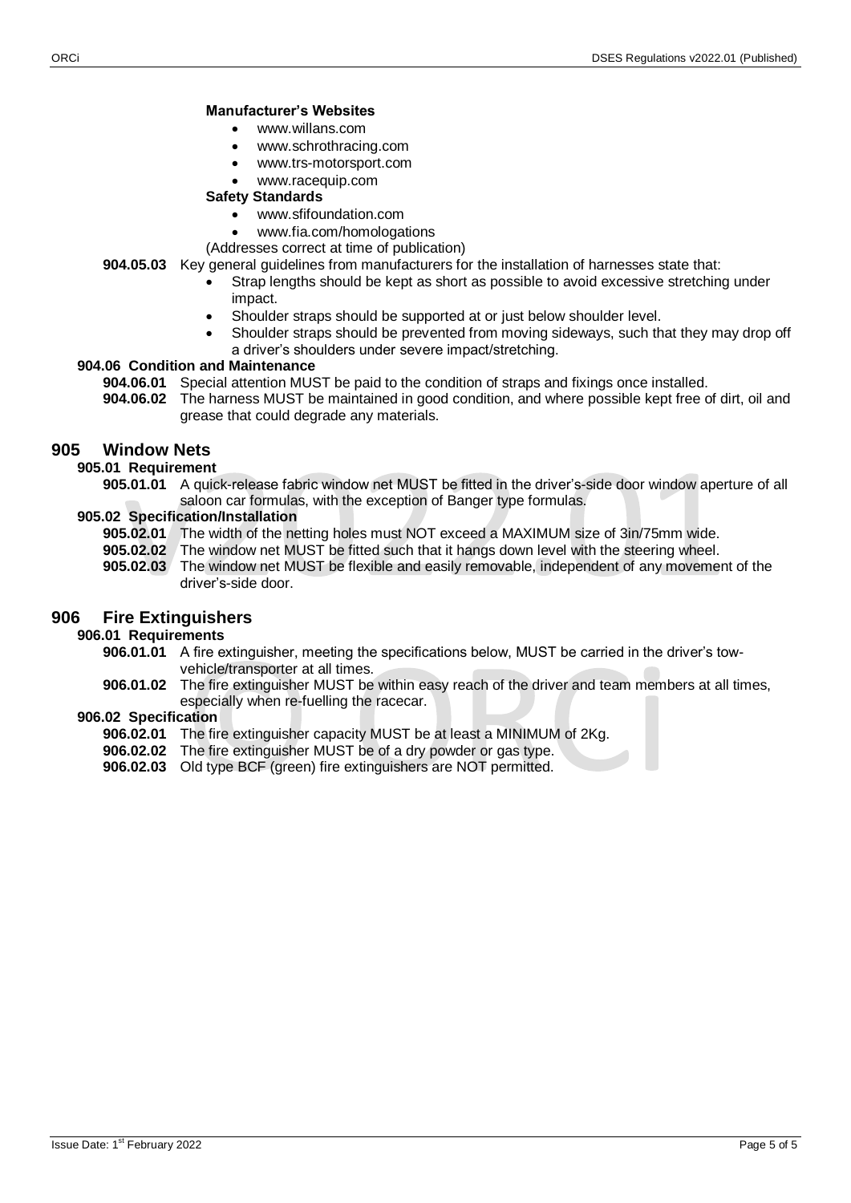**Manufacturer's Websites**

- www.willans.com
- www.schrothracing.com
- www.trs-motorsport.com
- www.racequip.com

**Safety Standards**

- www.sfifoundation.com
- www.fia.com/homologations

(Addresses correct at time of publication)

**904.05.03** Key general guidelines from manufacturers for the installation of harnesses state that:

- Strap lengths should be kept as short as possible to avoid excessive stretching under impact.
- Shoulder straps should be supported at or just below shoulder level.
- Shoulder straps should be prevented from moving sideways, such that they may drop off a driver's shoulders under severe impact/stretching.

### 904.06 Condition and Maintenance

**904.06.01** Special attention MUST be paid to the condition of straps and fixings once installed.

**904.06.02** The harness MUST be maintained in good condition, and where possible kept free of dirt, oil and grease that could degrade any materials.

## 905 Window Nets

### 905.01 Requirement

**905.01.01** A quick-release fabric window net MUST be fitted in the driver's-side door window aperture of all saloon car formulas, with the exception of Banger type formulas.

### 905.02 Specification/Installation

**905.02.01** The width of the netting holes must NOT exceed a MAXIMUM size of 3in/75mm wide.

**905.02.02** The window net MUST be fitted such that it hangs down level with the steering wheel.

**905.02.03** The window net MUST be flexible and easily removable, independent of any movement of the driver's-side door.

## 906 Fire Extinguishers

### 906.01 Requirements

**906.01.01** A fire extinguisher, meeting the specifications below, MUST be carried in the driver's tow-vehicle/transporter at all times.

**906.01.02** The fire extinguisher MUST be within easy reach of the driver and team members at all times, especially when re-fuelling the racecar.

### 906.02 Specification

**906.02.01** The fire extinguisher capacity MUST be at least a MINIMUM of 2Kg.

**906.02.02** The fire extinguisher MUST be of a dry powder or gas type.

**906.02.03** Old type BCF (green) fire extinguishers are NOT permitted.